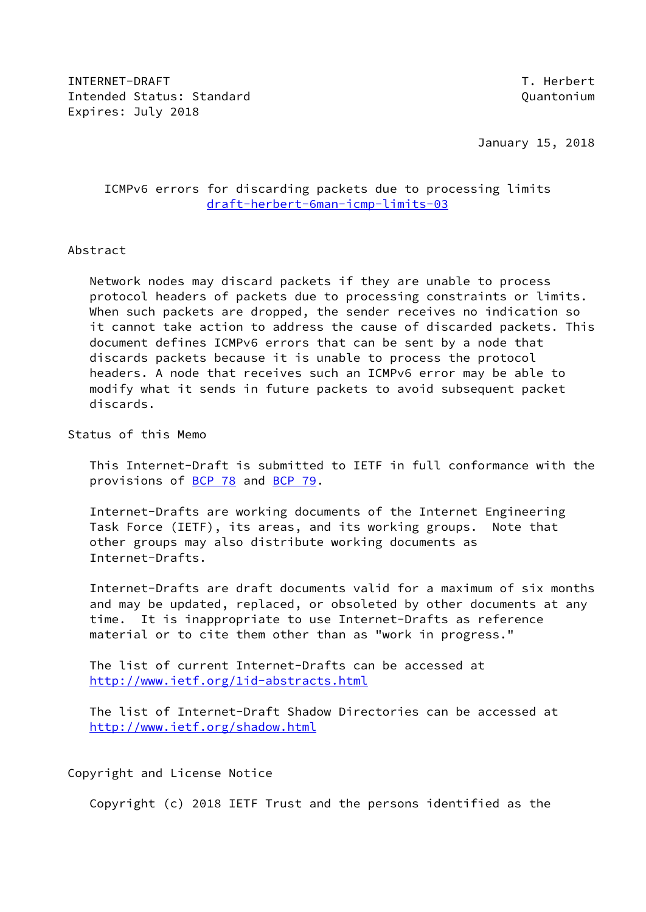INTERNET-DRAFT T. Herbert
Intended Status: Standard Quantonium
Expires: July 2018

January 15, 2018

# ICMPv6 errors for discarding packets due to processing limits
draft-herbert-6man-icmp-limits-03

## Abstract

Network nodes may discard packets if they are unable to process protocol headers of packets due to processing constraints or limits. When such packets are dropped, the sender receives no indication so it cannot take action to address the cause of discarded packets. This document defines ICMPv6 errors that can be sent by a node that discards packets because it is unable to process the protocol headers. A node that receives such an ICMPv6 error may be able to modify what it sends in future packets to avoid subsequent packet discards.

## Status of this Memo

This Internet-Draft is submitted to IETF in full conformance with the provisions of BCP 78 and BCP 79.

Internet-Drafts are working documents of the Internet Engineering Task Force (IETF), its areas, and its working groups. Note that other groups may also distribute working documents as Internet-Drafts.

Internet-Drafts are draft documents valid for a maximum of six months and may be updated, replaced, or obsoleted by other documents at any time. It is inappropriate to use Internet-Drafts as reference material or to cite them other than as "work in progress."

The list of current Internet-Drafts can be accessed at http://www.ietf.org/1id-abstracts.html

The list of Internet-Draft Shadow Directories can be accessed at http://www.ietf.org/shadow.html

## Copyright and License Notice

Copyright (c) 2018 IETF Trust and the persons identified as the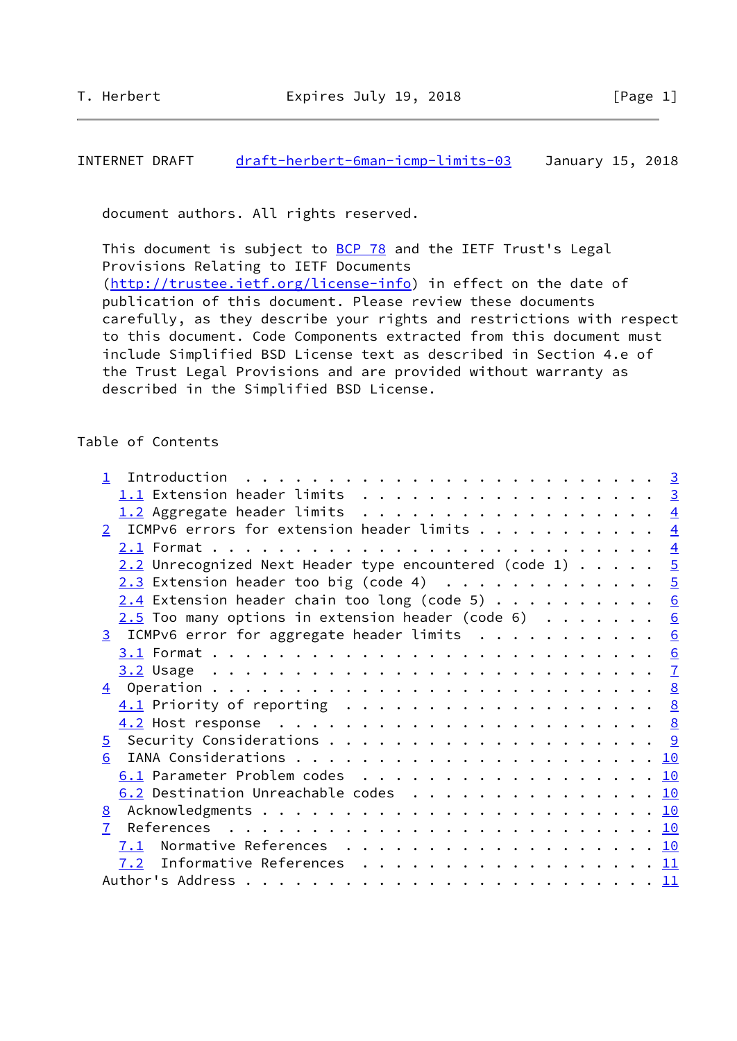document authors. All rights reserved.

This document is subject to BCP 78 and the IETF Trust's Legal Provisions Relating to IETF Documents (http://trustee.ietf.org/license-info) in effect on the date of publication of this document. Please review these documents carefully, as they describe your rights and restrictions with respect to this document. Code Components extracted from this document must include Simplified BSD License text as described in Section 4.e of the Trust Legal Provisions and are provided without warranty as described in the Simplified BSD License.

## Table of Contents

```
1  Introduction  . . . . . . . . . . . . . . . . . . . . . . . . .  3
  1.1 Extension header limits  . . . . . . . . . . . . . . . . . .  3
  1.2 Aggregate header limits  . . . . . . . . . . . . . . . . . .  4
2  ICMPv6 errors for extension header limits . . . . . . . . . . .  4
  2.1 Format . . . . . . . . . . . . . . . . . . . . . . . . . . .  4
  2.2 Unrecognized Next Header type encountered (code 1) . . . . .  5
  2.3 Extension header too big (code 4)  . . . . . . . . . . . . .  5
  2.4 Extension header chain too long (code 5) . . . . . . . . . .  6
  2.5 Too many options in extension header (code 6)  . . . . . . .  6
3  ICMPv6 error for aggregate header limits  . . . . . . . . . . .  6
  3.1 Format . . . . . . . . . . . . . . . . . . . . . . . . . . .  6
  3.2 Usage  . . . . . . . . . . . . . . . . . . . . . . . . . . .  7
4  Operation . . . . . . . . . . . . . . . . . . . . . . . . . . .  8
  4.1 Priority of reporting  . . . . . . . . . . . . . . . . . . .  8
  4.2 Host response  . . . . . . . . . . . . . . . . . . . . . . .  8
5  Security Considerations . . . . . . . . . . . . . . . . . . . .  9
6  IANA Considerations . . . . . . . . . . . . . . . . . . . . . . 10
  6.1 Parameter Problem codes  . . . . . . . . . . . . . . . . . . 10
  6.2 Destination Unreachable codes  . . . . . . . . . . . . . . . 10
8  Acknowledgments . . . . . . . . . . . . . . . . . . . . . . . . 10
7  References  . . . . . . . . . . . . . . . . . . . . . . . . . . 10
  7.1  Normative References  . . . . . . . . . . . . . . . . . . . 10
  7.2  Informative References  . . . . . . . . . . . . . . . . . . 11
Author's Address . . . . . . . . . . . . . . . . . . . . . . . . . 11
```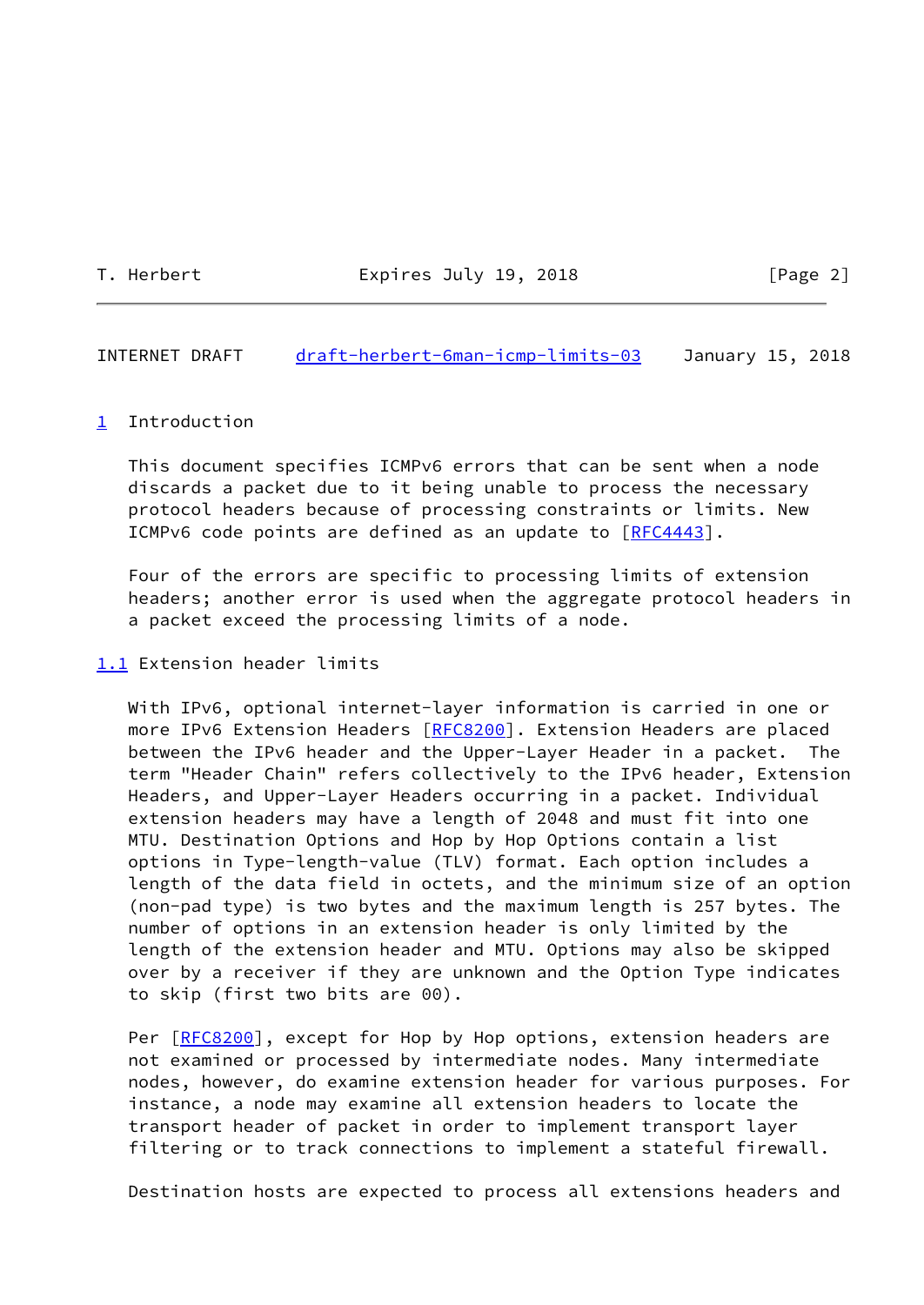## 1 Introduction

This document specifies ICMPv6 errors that can be sent when a node discards a packet due to it being unable to process the necessary protocol headers because of processing constraints or limits. New ICMPv6 code points are defined as an update to [RFC4443].

Four of the errors are specific to processing limits of extension headers; another error is used when the aggregate protocol headers in a packet exceed the processing limits of a node.

### 1.1 Extension header limits

With IPv6, optional internet-layer information is carried in one or more IPv6 Extension Headers [RFC8200]. Extension Headers are placed between the IPv6 header and the Upper-Layer Header in a packet. The term "Header Chain" refers collectively to the IPv6 header, Extension Headers, and Upper-Layer Headers occurring in a packet. Individual extension headers may have a length of 2048 and must fit into one MTU. Destination Options and Hop by Hop Options contain a list options in Type-length-value (TLV) format. Each option includes a length of the data field in octets, and the minimum size of an option (non-pad type) is two bytes and the maximum length is 257 bytes. The number of options in an extension header is only limited by the length of the extension header and MTU. Options may also be skipped over by a receiver if they are unknown and the Option Type indicates to skip (first two bits are 00).

Per [RFC8200], except for Hop by Hop options, extension headers are not examined or processed by intermediate nodes. Many intermediate nodes, however, do examine extension header for various purposes. For instance, a node may examine all extension headers to locate the transport header of packet in order to implement transport layer filtering or to track connections to implement a stateful firewall.

Destination hosts are expected to process all extensions headers and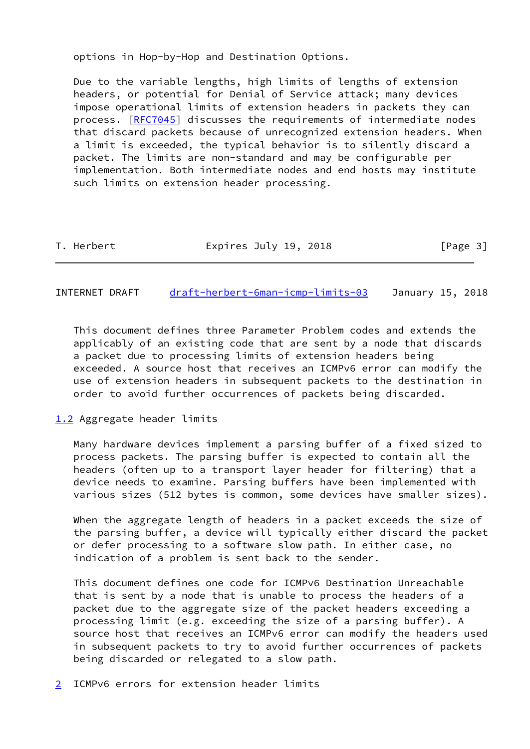options in Hop-by-Hop and Destination Options.

Due to the variable lengths, high limits of lengths of extension headers, or potential for Denial of Service attack; many devices impose operational limits of extension headers in packets they can process. [RFC7045] discusses the requirements of intermediate nodes that discard packets because of unrecognized extension headers. When a limit is exceeded, the typical behavior is to silently discard a packet. The limits are non-standard and may be configurable per implementation. Both intermediate nodes and end hosts may institute such limits on extension header processing.

This document defines three Parameter Problem codes and extends the applicably of an existing code that are sent by a node that discards a packet due to processing limits of extension headers being exceeded. A source host that receives an ICMPv6 error can modify the use of extension headers in subsequent packets to the destination in order to avoid further occurrences of packets being discarded.

### 1.2 Aggregate header limits

Many hardware devices implement a parsing buffer of a fixed sized to process packets. The parsing buffer is expected to contain all the headers (often up to a transport layer header for filtering) that a device needs to examine. Parsing buffers have been implemented with various sizes (512 bytes is common, some devices have smaller sizes).

When the aggregate length of headers in a packet exceeds the size of the parsing buffer, a device will typically either discard the packet or defer processing to a software slow path. In either case, no indication of a problem is sent back to the sender.

This document defines one code for ICMPv6 Destination Unreachable that is sent by a node that is unable to process the headers of a packet due to the aggregate size of the packet headers exceeding a processing limit (e.g. exceeding the size of a parsing buffer). A source host that receives an ICMPv6 error can modify the headers used in subsequent packets to try to avoid further occurrences of packets being discarded or relegated to a slow path.

## 2 ICMPv6 errors for extension header limits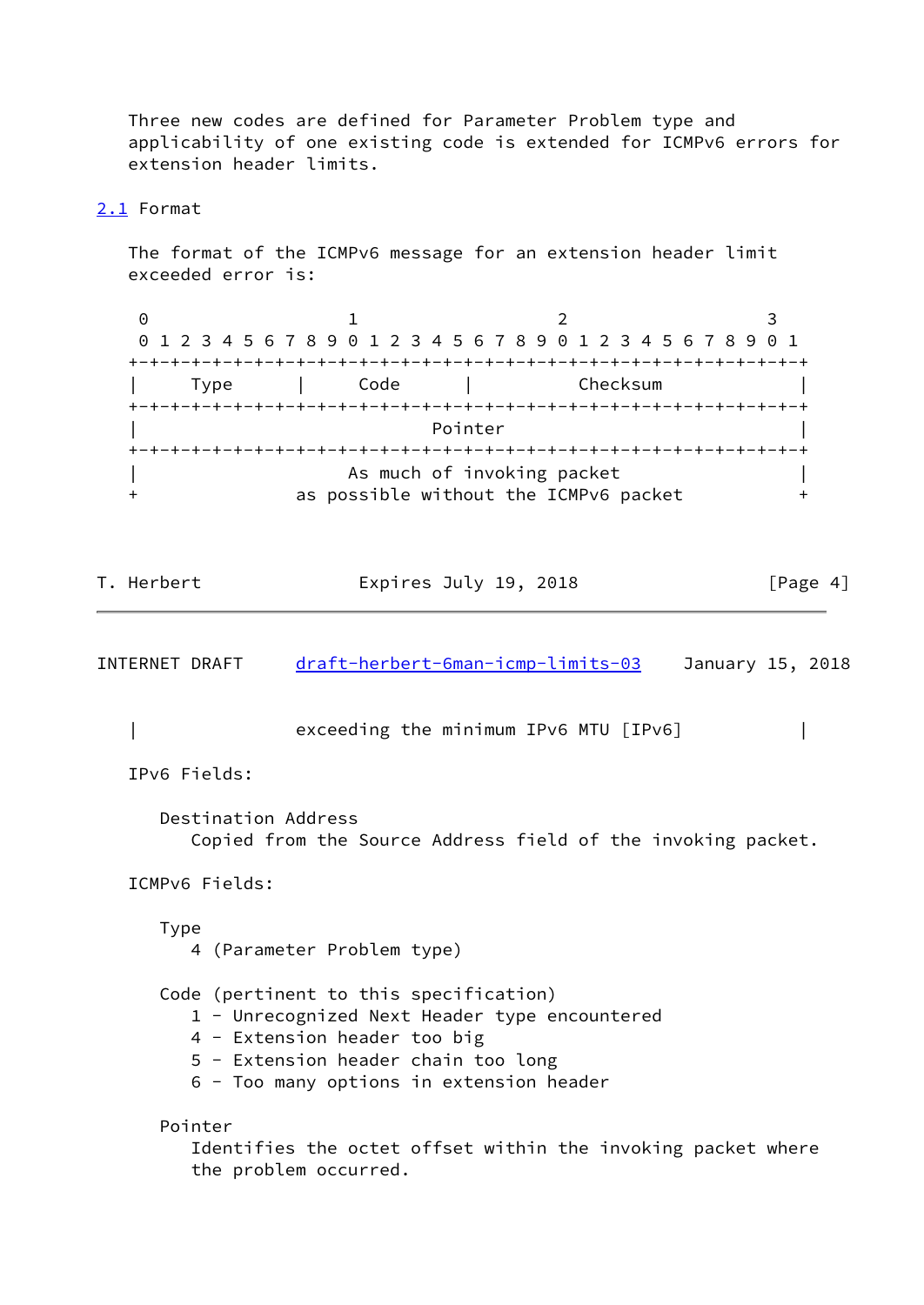Three new codes are defined for Parameter Problem type and applicability of one existing code is extended for ICMPv6 errors for extension header limits.

## 2.1 Format

The format of the ICMPv6 message for an extension header limit exceeded error is:

```
 0                   1                   2                   3
 0 1 2 3 4 5 6 7 8 9 0 1 2 3 4 5 6 7 8 9 0 1 2 3 4 5 6 7 8 9 0 1
+-+-+-+-+-+-+-+-+-+-+-+-+-+-+-+-+-+-+-+-+-+-+-+-+-+-+-+-+-+-+-+-+
|     Type      |     Code      |          Checksum             |
+-+-+-+-+-+-+-+-+-+-+-+-+-+-+-+-+-+-+-+-+-+-+-+-+-+-+-+-+-+-+-+-+
|                            Pointer                            |
+-+-+-+-+-+-+-+-+-+-+-+-+-+-+-+-+-+-+-+-+-+-+-+-+-+-+-+-+-+-+-+-+
|                    As much of invoking packet                 |
+               as possible without the ICMPv6 packet           +
|               exceeding the minimum IPv6 MTU [IPv6]           |
```

IPv6 Fields:

Destination Address
Copied from the Source Address field of the invoking packet.

ICMPv6 Fields:

Type
4 (Parameter Problem type)

Code (pertinent to this specification)
1 - Unrecognized Next Header type encountered
4 - Extension header too big
5 - Extension header chain too long
6 - Too many options in extension header

Pointer
Identifies the octet offset within the invoking packet where the problem occurred.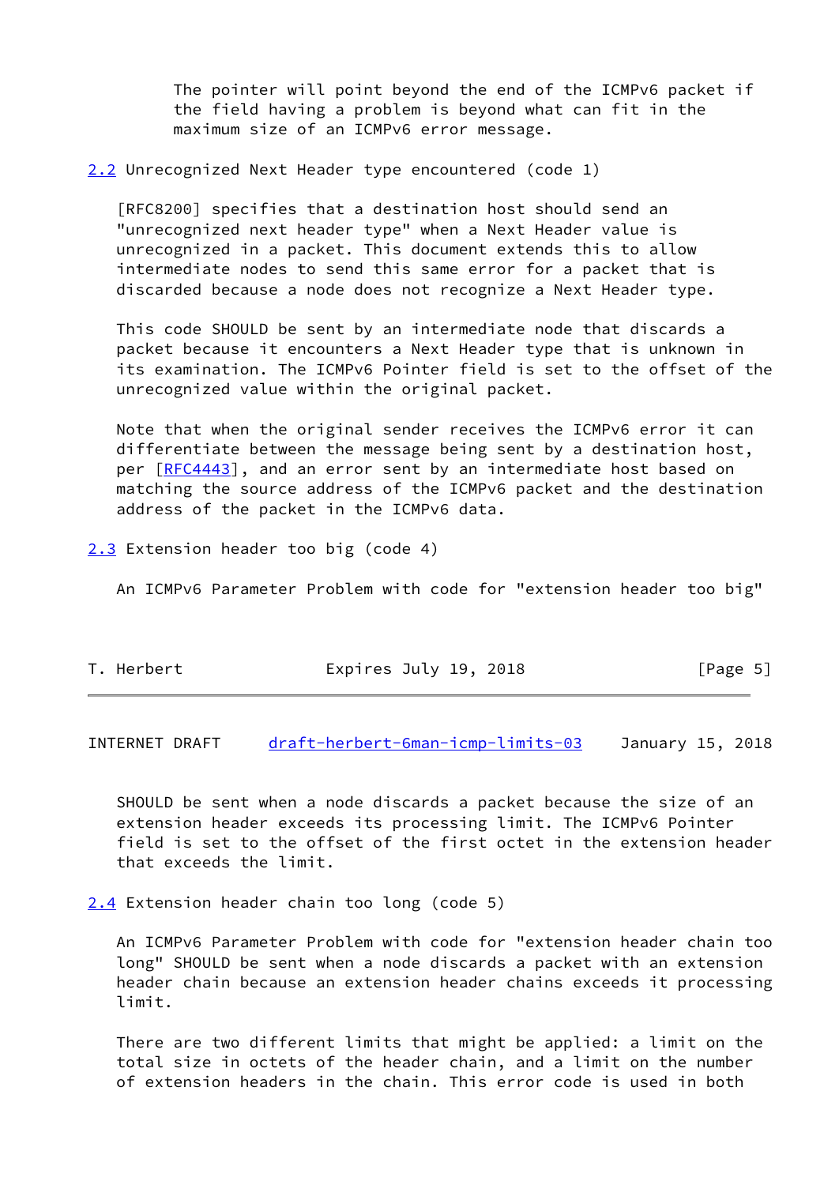The pointer will point beyond the end of the ICMPv6 packet if the field having a problem is beyond what can fit in the maximum size of an ICMPv6 error message.

## 2.2 Unrecognized Next Header type encountered (code 1)

[RFC8200] specifies that a destination host should send an "unrecognized next header type" when a Next Header value is unrecognized in a packet. This document extends this to allow intermediate nodes to send this same error for a packet that is discarded because a node does not recognize a Next Header type.

This code SHOULD be sent by an intermediate node that discards a packet because it encounters a Next Header type that is unknown in its examination. The ICMPv6 Pointer field is set to the offset of the unrecognized value within the original packet.

Note that when the original sender receives the ICMPv6 error it can differentiate between the message being sent by a destination host, per [RFC4443], and an error sent by an intermediate host based on matching the source address of the ICMPv6 packet and the destination address of the packet in the ICMPv6 data.

## 2.3 Extension header too big (code 4)

An ICMPv6 Parameter Problem with code for "extension header too big" SHOULD be sent when a node discards a packet because the size of an extension header exceeds its processing limit. The ICMPv6 Pointer field is set to the offset of the first octet in the extension header that exceeds the limit.

## 2.4 Extension header chain too long (code 5)

An ICMPv6 Parameter Problem with code for "extension header chain too long" SHOULD be sent when a node discards a packet with an extension header chain because an extension header chains exceeds it processing limit.

There are two different limits that might be applied: a limit on the total size in octets of the header chain, and a limit on the number of extension headers in the chain. This error code is used in both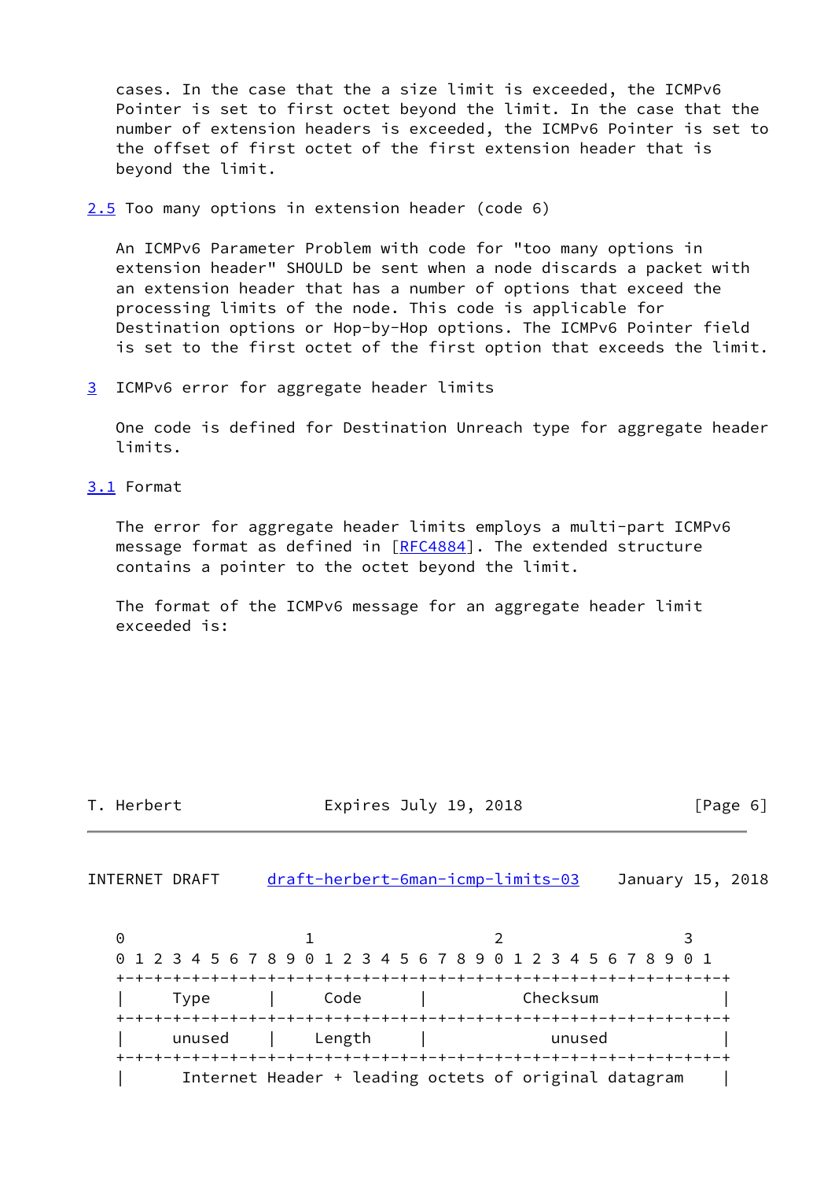cases. In the case that the a size limit is exceeded, the ICMPv6 Pointer is set to first octet beyond the limit. In the case that the number of extension headers is exceeded, the ICMPv6 Pointer is set to the offset of first octet of the first extension header that is beyond the limit.

### 2.5 Too many options in extension header (code 6)

An ICMPv6 Parameter Problem with code for "too many options in extension header" SHOULD be sent when a node discards a packet with an extension header that has a number of options that exceed the processing limits of the node. This code is applicable for Destination options or Hop-by-Hop options. The ICMPv6 Pointer field is set to the first octet of the first option that exceeds the limit.

## 3 ICMPv6 error for aggregate header limits

One code is defined for Destination Unreach type for aggregate header limits.

### 3.1 Format

The error for aggregate header limits employs a multi-part ICMPv6 message format as defined in [RFC4884]. The extended structure contains a pointer to the octet beyond the limit.

The format of the ICMPv6 message for an aggregate header limit exceeded is:

```
 0                   1                   2                   3
 0 1 2 3 4 5 6 7 8 9 0 1 2 3 4 5 6 7 8 9 0 1 2 3 4 5 6 7 8 9 0 1
+-+-+-+-+-+-+-+-+-+-+-+-+-+-+-+-+-+-+-+-+-+-+-+-+-+-+-+-+-+-+-+-+
|     Type      |     Code      |          Checksum             |
+-+-+-+-+-+-+-+-+-+-+-+-+-+-+-+-+-+-+-+-+-+-+-+-+-+-+-+-+-+-+-+-+
|     unused    |    Length     |            unused             |
+-+-+-+-+-+-+-+-+-+-+-+-+-+-+-+-+-+-+-+-+-+-+-+-+-+-+-+-+-+-+-+-+
|      Internet Header + leading octets of original datagram    |
```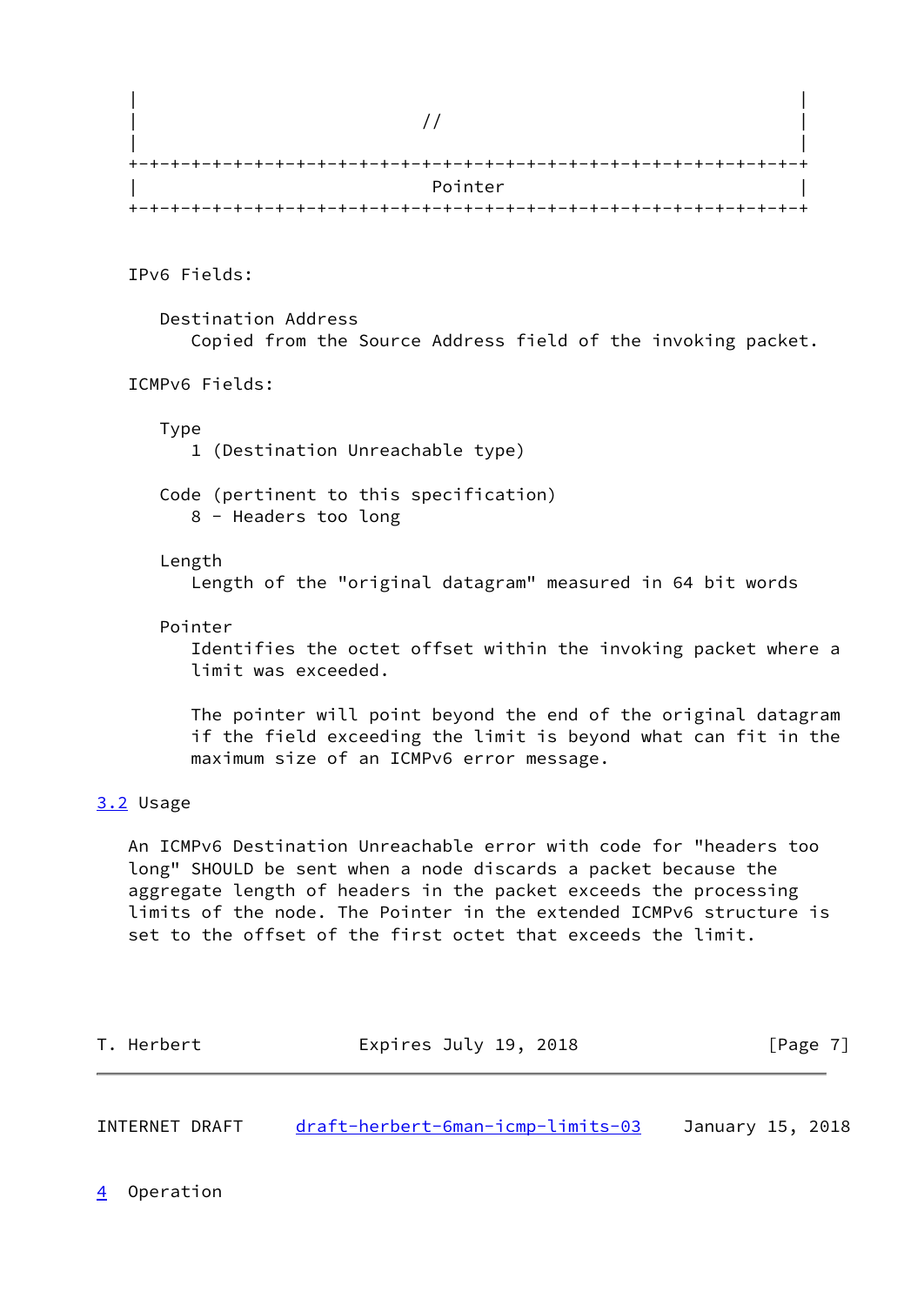```
|                                                               |
|                              //                               |
|                                                               |
+-+-+-+-+-+-+-+-+-+-+-+-+-+-+-+-+-+-+-+-+-+-+-+-+-+-+-+-+-+-+-+-+
|                             Pointer                           |
+-+-+-+-+-+-+-+-+-+-+-+-+-+-+-+-+-+-+-+-+-+-+-+-+-+-+-+-+-+-+-+-+
```

IPv6 Fields:

Destination Address
Copied from the Source Address field of the invoking packet.

ICMPv6 Fields:

Type
1 (Destination Unreachable type)

Code (pertinent to this specification)
8 - Headers too long

Length
Length of the "original datagram" measured in 64 bit words

Pointer
Identifies the octet offset within the invoking packet where a limit was exceeded.

The pointer will point beyond the end of the original datagram if the field exceeding the limit is beyond what can fit in the maximum size of an ICMPv6 error message.

## 3.2 Usage

An ICMPv6 Destination Unreachable error with code for "headers too long" SHOULD be sent when a node discards a packet because the aggregate length of headers in the packet exceeds the processing limits of the node. The Pointer in the extended ICMPv6 structure is set to the offset of the first octet that exceeds the limit.

# 4 Operation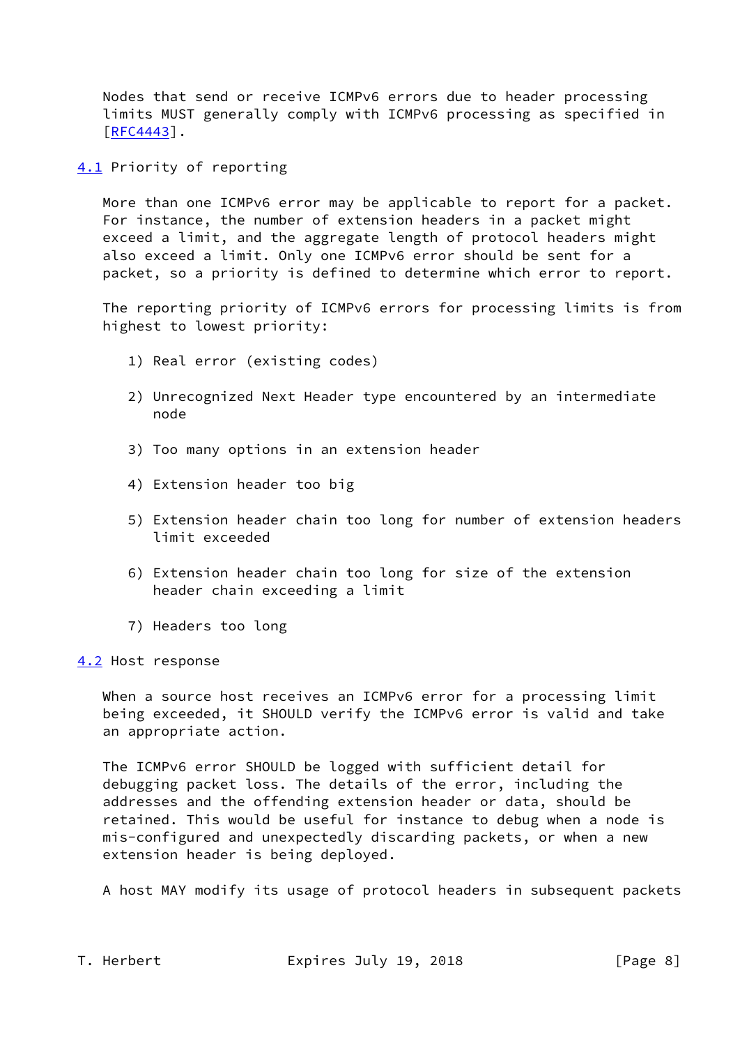Nodes that send or receive ICMPv6 errors due to header processing limits MUST generally comply with ICMPv6 processing as specified in [RFC4443].

## 4.1 Priority of reporting

More than one ICMPv6 error may be applicable to report for a packet. For instance, the number of extension headers in a packet might exceed a limit, and the aggregate length of protocol headers might also exceed a limit. Only one ICMPv6 error should be sent for a packet, so a priority is defined to determine which error to report.

The reporting priority of ICMPv6 errors for processing limits is from highest to lowest priority:

1) Real error (existing codes)

2) Unrecognized Next Header type encountered by an intermediate node

3) Too many options in an extension header

4) Extension header too big

5) Extension header chain too long for number of extension headers limit exceeded

6) Extension header chain too long for size of the extension header chain exceeding a limit

7) Headers too long

## 4.2 Host response

When a source host receives an ICMPv6 error for a processing limit being exceeded, it SHOULD verify the ICMPv6 error is valid and take an appropriate action.

The ICMPv6 error SHOULD be logged with sufficient detail for debugging packet loss. The details of the error, including the addresses and the offending extension header or data, should be retained. This would be useful for instance to debug when a node is mis-configured and unexpectedly discarding packets, or when a new extension header is being deployed.

A host MAY modify its usage of protocol headers in subsequent packets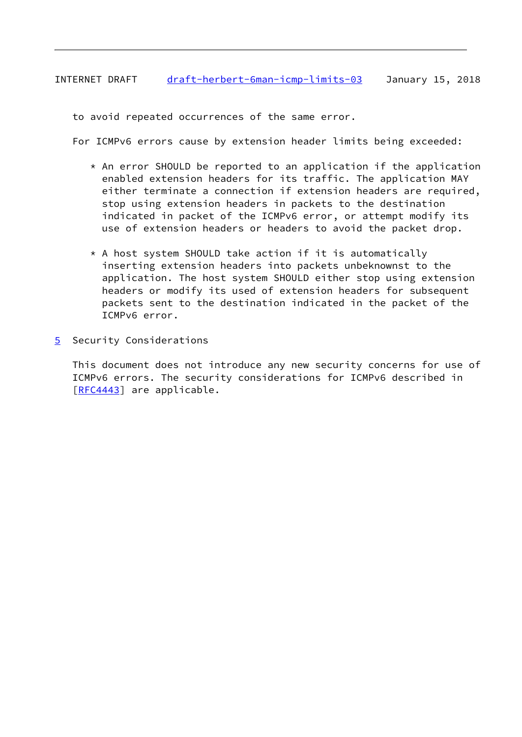to avoid repeated occurrences of the same error.

For ICMPv6 errors cause by extension header limits being exceeded:

* An error SHOULD be reported to an application if the application enabled extension headers for its traffic. The application MAY either terminate a connection if extension headers are required, stop using extension headers in packets to the destination indicated in packet of the ICMPv6 error, or attempt modify its use of extension headers or headers to avoid the packet drop.

* A host system SHOULD take action if it is automatically inserting extension headers into packets unbeknownst to the application. The host system SHOULD either stop using extension headers or modify its used of extension headers for subsequent packets sent to the destination indicated in the packet of the ICMPv6 error.

## 5 Security Considerations

This document does not introduce any new security concerns for use of ICMPv6 errors. The security considerations for ICMPv6 described in [RFC4443] are applicable.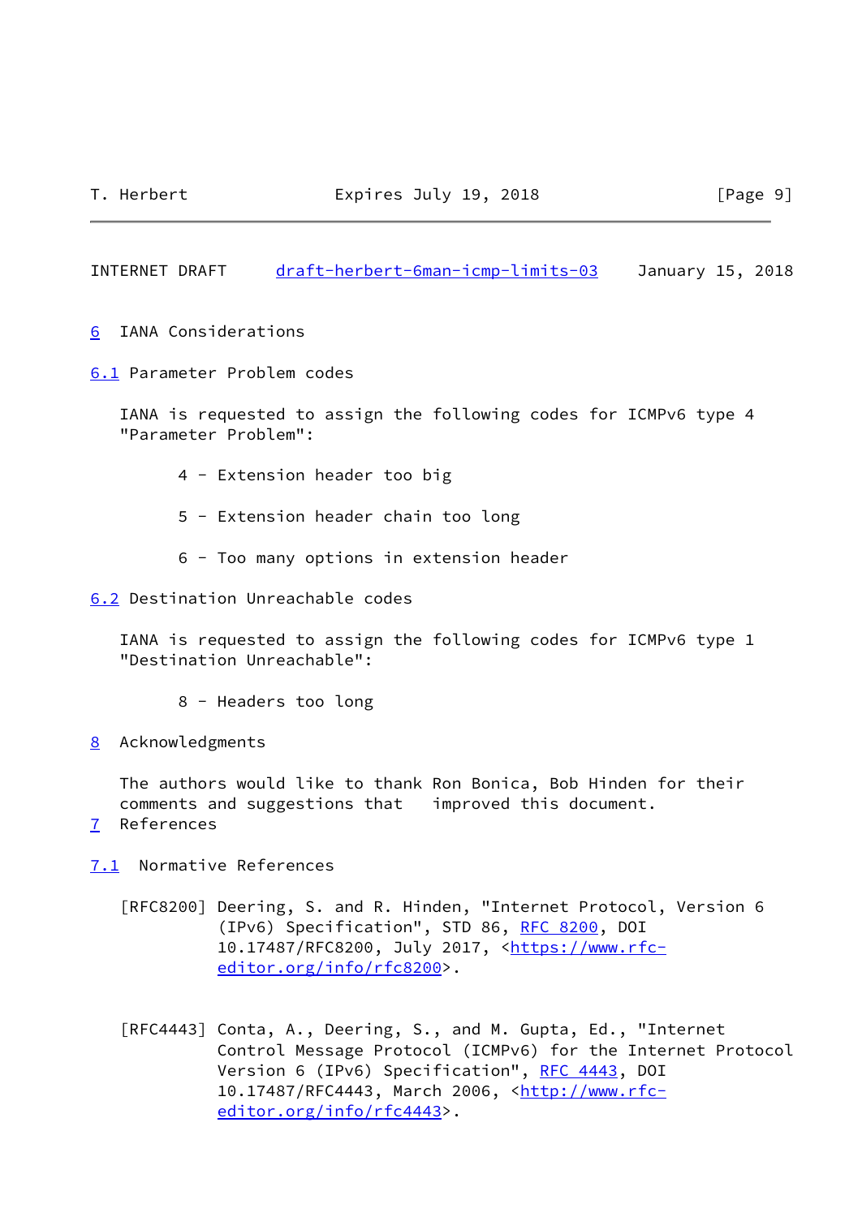# 6 IANA Considerations

## 6.1 Parameter Problem codes

IANA is requested to assign the following codes for ICMPv6 type 4 "Parameter Problem":

4 - Extension header too big

5 - Extension header chain too long

6 - Too many options in extension header

## 6.2 Destination Unreachable codes

IANA is requested to assign the following codes for ICMPv6 type 1 "Destination Unreachable":

8 - Headers too long

# 8 Acknowledgments

The authors would like to thank Ron Bonica, Bob Hinden for their comments and suggestions that improved this document.

# 7 References

## 7.1 Normative References

[RFC8200] Deering, S. and R. Hinden, "Internet Protocol, Version 6 (IPv6) Specification", STD 86, RFC 8200, DOI 10.17487/RFC8200, July 2017, <https://www.rfc-editor.org/info/rfc8200>.

[RFC4443] Conta, A., Deering, S., and M. Gupta, Ed., "Internet Control Message Protocol (ICMPv6) for the Internet Protocol Version 6 (IPv6) Specification", RFC 4443, DOI 10.17487/RFC4443, March 2006, <http://www.rfc-editor.org/info/rfc4443>.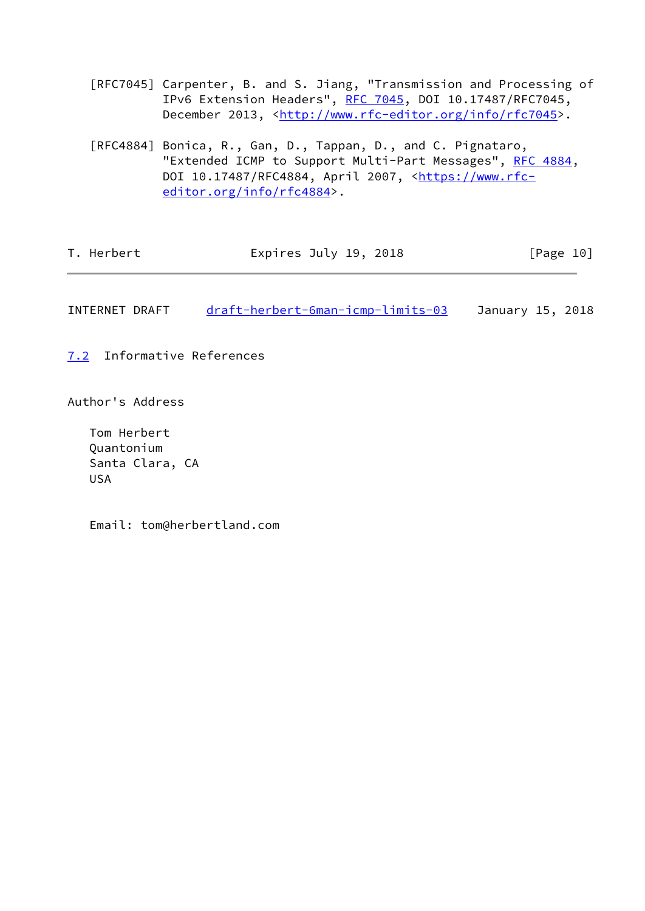[RFC7045] Carpenter, B. and S. Jiang, "Transmission and Processing of IPv6 Extension Headers", RFC 7045, DOI 10.17487/RFC7045, December 2013, <http://www.rfc-editor.org/info/rfc7045>.

[RFC4884] Bonica, R., Gan, D., Tappan, D., and C. Pignataro, "Extended ICMP to Support Multi-Part Messages", RFC 4884, DOI 10.17487/RFC4884, April 2007, <https://www.rfc-editor.org/info/rfc4884>.

## 7.2 Informative References

## Author's Address

Tom Herbert
Quantonium
Santa Clara, CA
USA

Email: tom@herbertland.com